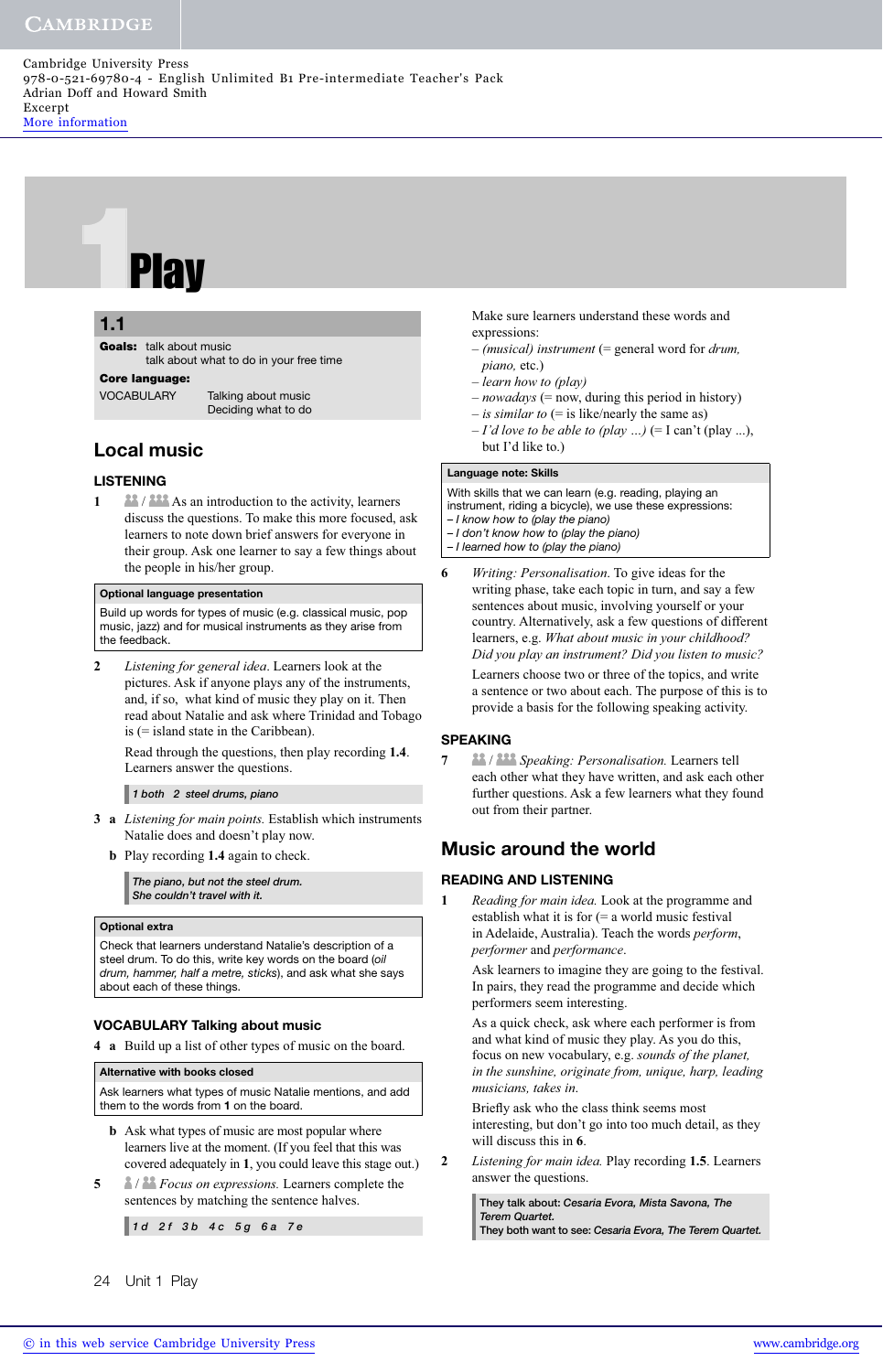Cambridge University Press
978-0-521-69780-4 - English Unlimited B1 Pre-intermediate Teacher's Pack
Adrian Doff and Howard Smith
Excerpt
More information

# 1 Play

## 1.1

**Goals:** talk about music
talk about what to do in your free time

**Core language:**

VOCABULARY Talking about music
Deciding what to do

## Local music

### LISTENING

**1** As an introduction to the activity, learners discuss the questions. To make this more focused, ask learners to note down brief answers for everyone in their group. Ask one learner to say a few things about the people in his/her group.

> **Optional language presentation**
>
> Build up words for types of music (e.g. classical music, pop music, jazz) and for musical instruments as they arise from the feedback.

**2** *Listening for general idea.* Learners look at the pictures. Ask if anyone plays any of the instruments, and, if so, what kind of music they play on it. Then read about Natalie and ask where Trinidad and Tobago is (= island state in the Caribbean).

Read through the questions, then play recording **1.4**. Learners answer the questions.

> *1 both 2 steel drums, piano*

**3 a** *Listening for main points.* Establish which instruments Natalie does and doesn't play now.

**b** Play recording **1.4** again to check.

> *The piano, but not the steel drum.*
> *She couldn't travel with it.*

> **Optional extra**
>
> Check that learners understand Natalie's description of a steel drum. To do this, write key words on the board (*oil drum, hammer, half a metre, sticks*), and ask what she says about each of these things.

### VOCABULARY Talking about music

**4 a** Build up a list of other types of music on the board.

> **Alternative with books closed**
>
> Ask learners what types of music Natalie mentions, and add them to the words from **1** on the board.

**b** Ask what types of music are most popular where learners live at the moment. (If you feel that this was covered adequately in **1**, you could leave this stage out.)

**5** *Focus on expressions.* Learners complete the sentences by matching the sentence halves.

> *1 d 2 f 3 b 4 c 5 g 6 a 7 e*

Make sure learners understand these words and expressions:

– *(musical) instrument* (= general word for *drum, piano,* etc.)
– *learn how to (play)*
– *nowadays* (= now, during this period in history)
– *is similar to* (= is like/nearly the same as)
– *I'd love to be able to (play …)* (= I can't (play …), but I'd like to.)

> **Language note: Skills**
>
> With skills that we can learn (e.g. reading, playing an instrument, riding a bicycle), we use these expressions:
> – *I know how to (play the piano)*
> – *I don't know how to (play the piano)*
> – *I learned how to (play the piano)*

**6** *Writing: Personalisation.* To give ideas for the writing phase, take each topic in turn, and say a few sentences about music, involving yourself or your country. Alternatively, ask a few questions of different learners, e.g. *What about music in your childhood? Did you play an instrument? Did you listen to music?*

Learners choose two or three of the topics, and write a sentence or two about each. The purpose of this is to provide a basis for the following speaking activity.

### SPEAKING

**7** *Speaking: Personalisation.* Learners tell each other what they have written, and ask each other further questions. Ask a few learners what they found out from their partner.

## Music around the world

### READING AND LISTENING

**1** *Reading for main idea.* Look at the programme and establish what it is for (= a world music festival in Adelaide, Australia). Teach the words *perform, performer* and *performance*.

Ask learners to imagine they are going to the festival. In pairs, they read the programme and decide which performers seem interesting.

As a quick check, ask where each performer is from and what kind of music they play. As you do this, focus on new vocabulary, e.g. *sounds of the planet, in the sunshine, originate from, unique, harp, leading musicians, takes in.*

Briefly ask who the class think seems most interesting, but don't go into too much detail, as they will discuss this in **6**.

**2** *Listening for main idea.* Play recording **1.5**. Learners answer the questions.

> They talk about: *Cesaria Evora, Mista Savona, The Terem Quartet.*
> They both want to see: *Cesaria Evora, The Terem Quartet.*

© in this web service Cambridge University Press www.cambridge.org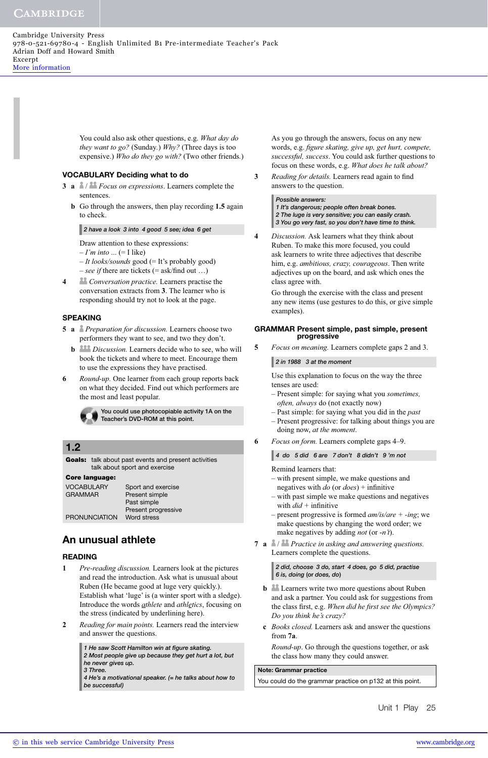You could also ask other questions, e.g. *What day do they want to go?* (Sunday.) *Why?* (Three days is too expensive.) *Who do they go with?* (Two other friends.)

### VOCABULARY Deciding what to do

**3 a** *Focus on expressions.* Learners complete the sentences.

**b** Go through the answers, then play recording **1.5** again to check.

> *2 have a look 3 into 4 good 5 see; idea 6 get*

Draw attention to these expressions:
– *I'm into ...* (= I like)
– *It looks/sounds* good (= It's probably good)
– *see if* there are tickets (= ask/find out ...)

**4** *Conversation practice.* Learners practise the conversation extracts from **3**. The learner who is responding should try not to look at the page.

### SPEAKING

**5 a** *Preparation for discussion.* Learners choose two performers they want to see, and two they don't.

**b** *Discussion.* Learners decide who to see, who will book the tickets and where to meet. Encourage them to use the expressions they have practised.

**6** *Round-up.* One learner from each group reports back on what they decided. Find out which performers are the most and least popular.

> You could use photocopiable activity 1A on the Teacher's DVD-ROM at this point.

## 1.2

**Goals:** talk about past events and present activities
talk about sport and exercise

**Core language:**

| | |
|---|---|
| VOCABULARY | Sport and exercise |
| GRAMMAR | Present simple |
| | Past simple |
| | Present progressive |
| PRONUNCIATION | Word stress |

## An unusual athlete

### READING

**1** *Pre-reading discussion.* Learners look at the pictures and read the introduction. Ask what is unusual about Ruben (He became good at luge very quickly.). Establish what 'luge' is (a winter sport with a sledge). Introduce the words *athlete* and *athletics*, focusing on the stress (indicated by underlining here).

**2** *Reading for main points.* Learners read the interview and answer the questions.

> *1 He saw Scott Hamilton win at figure skating.*
> *2 Most people give up because they get hurt a lot, but he never gives up.*
> *3 Three.*
> *4 He's a motivational speaker. (= he talks about how to be successful)*

As you go through the answers, focus on any new words, e.g. *figure skating, give up, get hurt, compete, successful, success.* You could ask further questions to focus on these words, e.g. *What does he talk about?*

**3** *Reading for details.* Learners read again to find answers to the question.

> *Possible answers:*
> *1 It's dangerous; people often break bones.*
> *2 The luge is very sensitive; you can easily crash.*
> *3 You go very fast, so you don't have time to think.*

**4** *Discussion.* Ask learners what they think about Ruben. To make this more focused, you could ask learners to write three adjectives that describe him, e.g. *ambitious, crazy, courageous.* Then write adjectives up on the board, and ask which ones the class agree with.

Go through the exercise with the class and present any new items (use gestures to do this, or give simple examples).

### GRAMMAR Present simple, past simple, present progressive

**5** *Focus on meaning.* Learners complete gaps 2 and 3.

> *2 in 1988 3 at the moment*

Use this explanation to focus on the way the three tenses are used:
– Present simple: for saying what you *sometimes, often, always* do (not exactly now)
– Past simple: for saying what you did in the *past*
– Present progressive: for talking about things you are doing now, *at the moment.*

**6** *Focus on form.* Learners complete gaps 4–9.

> *4 do 5 did 6 are 7 don't 8 didn't 9 'm not*

Remind learners that:
– with present simple, we make questions and negatives with *do* (or *does*) + infinitive
– with past simple we make questions and negatives with *did* + infinitive
– present progressive is formed *am/is/are* + *-ing*; we make questions by changing the word order; we make negatives by adding *not* (or *-n't*).

**7 a** *Practice in asking and answering questions.* Learners complete the questions.

> *2 did, choose 3 do, start 4 does, go 5 did, practise*
> *6 is, doing (or does, do)*

**b** Learners write two more questions about Ruben and ask a partner. You could ask for suggestions from the class first, e.g. *When did he first see the Olympics? Do you think he's crazy?*

**c** *Books closed.* Learners ask and answer the questions from **7a**.

*Round-up.* Go through the questions together, or ask the class how many they could answer.

> **Note: Grammar practice**
> You could do the grammar practice on p132 at this point.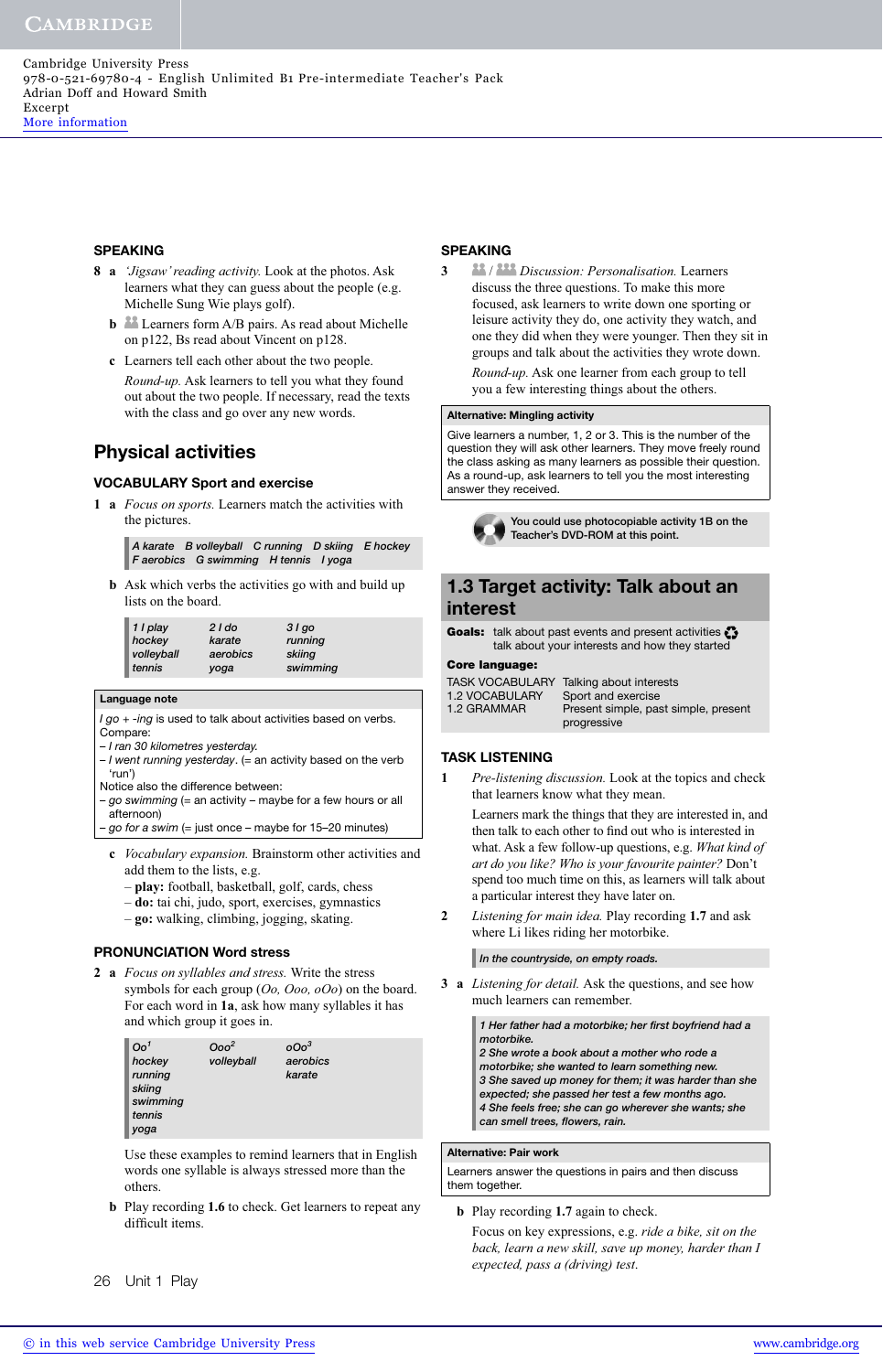### SPEAKING

**8 a** *'Jigsaw' reading activity.* Look at the photos. Ask learners what they can guess about the people (e.g. Michelle Sung Wie plays golf).

**b** Learners form A/B pairs. As read about Michelle on p122, Bs read about Vincent on p128.

**c** Learners tell each other about the two people.

*Round-up.* Ask learners to tell you what they found out about the two people. If necessary, read the texts with the class and go over any new words.

## Physical activities

### VOCABULARY Sport and exercise

**1 a** *Focus on sports.* Learners match the activities with the pictures.

*A karate B volleyball C running D skiing E hockey F aerobics G swimming H tennis I yoga*

**b** Ask which verbs the activities go with and build up lists on the board.

| *1 I play* | *2 I do* | *3 I go* |
|---|---|---|
| *hockey* | *karate* | *running* |
| *volleyball* | *aerobics* | *skiing* |
| *tennis* | *yoga* | *swimming* |

**Language note**

*I go* + *-ing* is used to talk about activities based on verbs. Compare:
- *I ran 30 kilometres yesterday.*
- *I went running yesterday*. (= an activity based on the verb 'run')

Notice also the difference between:
- *go swimming* (= an activity – maybe for a few hours or all afternoon)
- *go for a swim* (= just once – maybe for 15–20 minutes)

**c** *Vocabulary expansion.* Brainstorm other activities and add them to the lists, e.g.
- **play:** football, basketball, golf, cards, chess
- **do:** tai chi, judo, sport, exercises, gymnastics
- **go:** walking, climbing, jogging, skating.

### PRONUNCIATION Word stress

**2 a** *Focus on syllables and stress.* Write the stress symbols for each group (*Oo, Ooo, oOo*) on the board. For each word in **1a**, ask how many syllables it has and which group it goes in.

| *Oo*[1] | *Ooo*[2] | *oOo*[3] |
|---|---|---|
| *hockey* | *volleyball* | *aerobics* |
| *running* | | *karate* |
| *skiing* | | |
| *swimming* | | |
| *tennis* | | |
| *yoga* | | |

Use these examples to remind learners that in English words one syllable is always stressed more than the others.

**b** Play recording **1.6** to check. Get learners to repeat any difficult items.

### SPEAKING

**3** / *Discussion: Personalisation.* Learners discuss the three questions. To make this more focused, ask learners to write down one sporting or leisure activity they do, one activity they watch, and one thing they did when they were younger. Then they sit in groups and talk about the activities they wrote down.

*Round-up.* Ask one learner from each group to tell you a few interesting things about the others.

**Alternative: Mingling activity**

Give learners a number, 1, 2 or 3. This is the number of the question they will ask other learners. They move freely round the class asking as many learners as possible their question. As a round-up, ask learners to tell you the most interesting answer they received.

**You could use photocopiable activity 1B on the Teacher's DVD-ROM at this point.**

## 1.3 Target activity: Talk about an interest

**Goals:** talk about past events and present activities
talk about your interests and how they started

**Core language:**

| | |
|---|---|
| TASK VOCABULARY | Talking about interests |
| 1.2 VOCABULARY | Sport and exercise |
| 1.2 GRAMMAR | Present simple, past simple, present progressive |

### TASK LISTENING

**1** *Pre-listening discussion.* Look at the topics and check that learners know what they mean.

Learners mark the things that they are interested in, and then talk to each other to find out who is interested in what. Ask a few follow-up questions, e.g. *What kind of art do you like? Who is your favourite painter?* Don't spend too much time on this, as learners will talk about a particular interest they have later on.

**2** *Listening for main idea.* Play recording **1.7** and ask where Li likes riding her motorbike.

*In the countryside, on empty roads.*

**3 a** *Listening for detail.* Ask the questions, and see how much learners can remember.

*1 Her father had a motorbike; her first boyfriend had a motorbike.*
*2 She wrote a book about a mother who rode a motorbike; she wanted to learn something new.*
*3 She saved up money for them; it was harder than she expected; she passed her test a few months ago.*
*4 She feels free; she can go wherever she wants; she can smell trees, flowers, rain.*

**Alternative: Pair work**

Learners answer the questions in pairs and then discuss them together.

**b** Play recording **1.7** again to check.

Focus on key expressions, e.g. *ride a bike, sit on the back, learn a new skill, save up money, harder than I expected, pass a (driving) test.*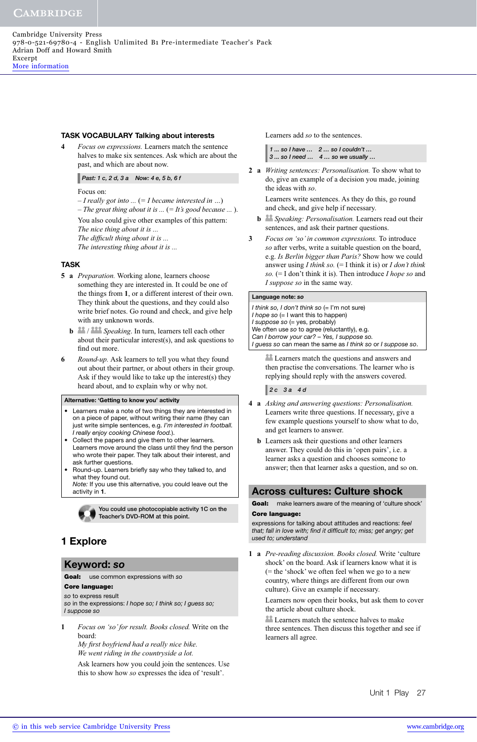### TASK VOCABULARY Talking about interests

**4** *Focus on expressions.* Learners match the sentence halves to make six sentences. Ask which are about the past, and which are about now.

> *Past: 1 c, 2 d, 3 a Now: 4 e, 5 b, 6 f*

Focus on:
– *I really got into* ... (= *I became interested in* ...)
– *The great thing about it is* ... (= *It's good because* ... ).

You also could give other examples of this pattern:
*The nice thing about it is* ...
*The difficult thing about it is* ...
*The interesting thing about it is* ...

### TASK

**5 a** *Preparation.* Working alone, learners choose something they are interested in. It could be one of the things from **1**, or a different interest of their own. They think about the questions, and they could also write brief notes. Go round and check, and give help with any unknown words.

**b** *Speaking.* In turn, learners tell each other about their particular interest(s), and ask questions to find out more.

**6** *Round-up.* Ask learners to tell you what they found out about their partner, or about others in their group. Ask if they would like to take up the interest(s) they heard about, and to explain why or why not.

**Alternative: 'Getting to know you' activity**

- Learners make a note of two things they are interested in on a piece of paper, without writing their name (they can just write simple sentences, e.g. *I'm interested in football. I really enjoy cooking Chinese food.*).
- Collect the papers and give them to other learners. Learners move around the class until they find the person who wrote their paper. They talk about their interest, and ask further questions.
- Round-up. Learners briefly say who they talked to, and what they found out.

*Note:* If you use this alternative, you could leave out the activity in **1**.

You could use photocopiable activity 1C on the Teacher's DVD-ROM at this point.

## 1 Explore

## Keyword: *so*

**Goal:** use common expressions with *so*

**Core language:**
*so* to express result
*so* in the expressions: *I hope so; I think so; I guess so; I suppose so*

**1** *Focus on 'so' for result. Books closed.* Write on the board:
*My first boyfriend had a really nice bike.*
*We went riding in the countryside a lot.*

Ask learners how you could join the sentences. Use this to show how *so* expresses the idea of 'result'.

Learners add *so* to the sentences.

> *1 ... so I have ... 2 ... so I couldn't ...*
> *3 ... so I need ... 4 ... so we usually ...*

**2 a** *Writing sentences: Personalisation.* To show what to do, give an example of a decision you made, joining the ideas with *so*.

Learners write sentences. As they do this, go round and check, and give help if necessary.

**b** *Speaking: Personalisation.* Learners read out their sentences, and ask their partner questions.

**3** *Focus on 'so' in common expressions.* To introduce *so* after verbs, write a suitable question on the board, e.g. *Is Berlin bigger than Paris?* Show how we could answer using *I think so.* (= I think it is) or *I don't think so.* (= I don't think it is). Then introduce *I hope so* and *I suppose so* in the same way.

**Language note: *so***

*I think so, I don't think so* (= I'm not sure)
*I hope so* (= I want this to happen)
*I suppose so* (= yes, probably)
We often use *so* to agree (reluctantly), e.g.
*Can I borrow your car? – Yes, I suppose so.*
*I guess so* can mean the same as *I think so* or *I suppose so*.

Learners match the questions and answers and then practise the conversations. The learner who is replying should reply with the answers covered.

> *2 c 3 a 4 d*

**4 a** *Asking and answering questions: Personalisation.* Learners write three questions. If necessary, give a few example questions yourself to show what to do, and get learners to answer.

**b** Learners ask their questions and other learners answer. They could do this in 'open pairs', i.e. a learner asks a question and chooses someone to answer; then that learner asks a question, and so on.

## Across cultures: Culture shock

**Goal:** make learners aware of the meaning of 'culture shock'

**Core language:**
expressions for talking about attitudes and reactions: *feel that; fall in love with; find it difficult to; miss; get angry; get used to; understand*

**1 a** *Pre-reading discussion. Books closed.* Write 'culture shock' on the board. Ask if learners know what it is (= the 'shock' we often feel when we go to a new country, where things are different from our own culture). Give an example if necessary.

Learners now open their books, but ask them to cover the article about culture shock.

Learners match the sentence halves to make three sentences. Then discuss this together and see if learners all agree.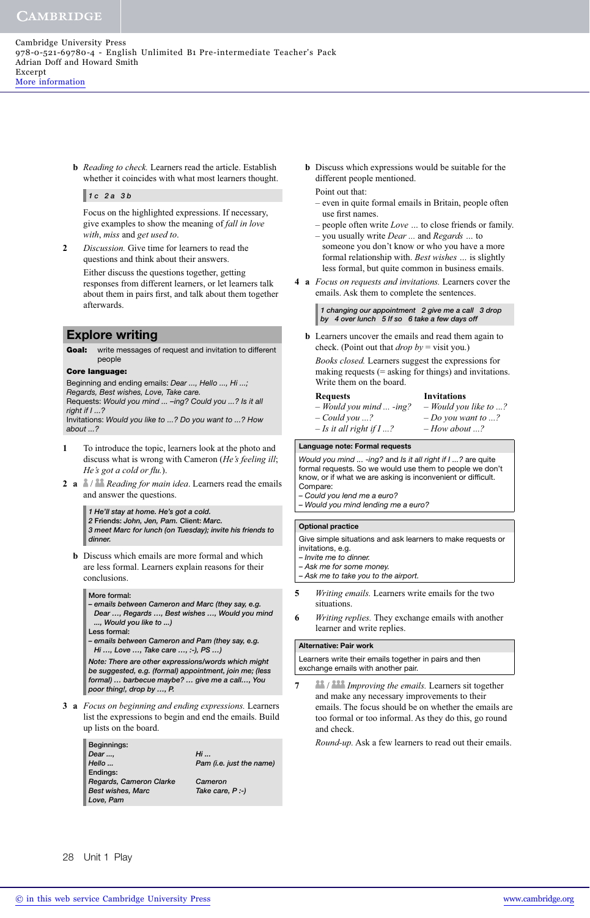**b** *Reading to check.* Learners read the article. Establish whether it coincides with what most learners thought.

> *1 c 2 a 3 b*

Focus on the highlighted expressions. If necessary, give examples to show the meaning of *fall in love with*, *miss* and *get used to*.

**2** *Discussion.* Give time for learners to read the questions and think about their answers.

Either discuss the questions together, getting responses from different learners, or let learners talk about them in pairs first, and talk about them together afterwards.

## Explore writing

**Goal:** write messages of request and invitation to different people

**Core language:**

Beginning and ending emails: *Dear ..., Hello ..., Hi ...; Regards, Best wishes, Love, Take care.*
Requests: *Would you mind ... –ing? Could you ...? Is it all right if I ...?*
Invitations: *Would you like to ...? Do you want to ...? How about ...?*

**1** To introduce the topic, learners look at the photo and discuss what is wrong with Cameron (*He's feeling ill; He's got a cold or flu.*).

**2 a** *Reading for main idea.* Learners read the emails and answer the questions.

> *1 He'll stay at home. He's got a cold.*
> *2 Friends: John, Jen, Pam. Client: Marc.*
> *3 meet Marc for lunch (on Tuesday); invite his friends to dinner.*

**b** Discuss which emails are more formal and which are less formal. Learners explain reasons for their conclusions.

> More formal:
> *– emails between Cameron and Marc (they say, e.g. Dear ..., Regards ..., Best wishes ..., Would you mind ..., Would you like to ...)*
> Less formal:
> *– emails between Cameron and Pam (they say, e.g. Hi ..., Love ..., Take care ..., :-), PS ...)*
> *Note: There are other expressions/words which might be suggested, e.g. (formal) appointment, join me; (less formal) ... barbecue maybe? ... give me a call..., You poor thing!, drop by ..., P.*

**3 a** *Focus on beginning and ending expressions.* Learners list the expressions to begin and end the emails. Build up lists on the board.

> Beginnings:
>
> | | |
> |---|---|
> | *Dear ...,* | *Hi ...* |
> | *Hello ...* | *Pam (i.e. just the name)* |
>
> Endings:
>
> | | |
> |---|---|
> | *Regards, Cameron Clarke* | *Cameron* |
> | *Best wishes, Marc* | *Take care, P :-)* |
> | *Love, Pam* | |

**b** Discuss which expressions would be suitable for the different people mentioned.

Point out that:
- even in quite formal emails in Britain, people often use first names.
- people often write *Love* ... to close friends or family.
- you usually write *Dear* ... and *Regards* ... to someone you don't know or who you have a more formal relationship with. *Best wishes* ... is slightly less formal, but quite common in business emails.

**4 a** *Focus on requests and invitations.* Learners cover the emails. Ask them to complete the sentences.

> *1 changing our appointment 2 give me a call 3 drop by 4 over lunch 5 If so 6 take a few days off*

**b** Learners uncover the emails and read them again to check. (Point out that *drop by* = visit you.)

*Books closed.* Learners suggest the expressions for making requests (= asking for things) and invitations. Write them on the board.

| **Requests** | **Invitations** |
|---|---|
| – *Would you mind ... -ing?* | – *Would you like to ...?* |
| – *Could you ...?* | – *Do you want to ...?* |
| – *Is it all right if I ...?* | – *How about ...?* |

> **Language note: Formal requests**
>
> *Would you mind ... -ing?* and *Is it all right if I ...?* are quite formal requests. So we would use them to people we don't know, or if what we are asking is inconvenient or difficult.
> Compare:
> *– Could you lend me a euro?*
> *– Would you mind lending me a euro?*

> **Optional practice**
>
> Give simple situations and ask learners to make requests or invitations, e.g.
> *– Invite me to dinner.*
> *– Ask me for some money.*
> *– Ask me to take you to the airport.*

**5** *Writing emails.* Learners write emails for the two situations.

**6** *Writing replies.* They exchange emails with another learner and write replies.

> **Alternative: Pair work**
>
> Learners write their emails together in pairs and then exchange emails with another learner pair.

**7** *Improving the emails.* Learners sit together and make any necessary improvements to their emails. The focus should be on whether the emails are too formal or too informal. As they do this, go round and check.

*Round-up.* Ask a few learners to read out their emails.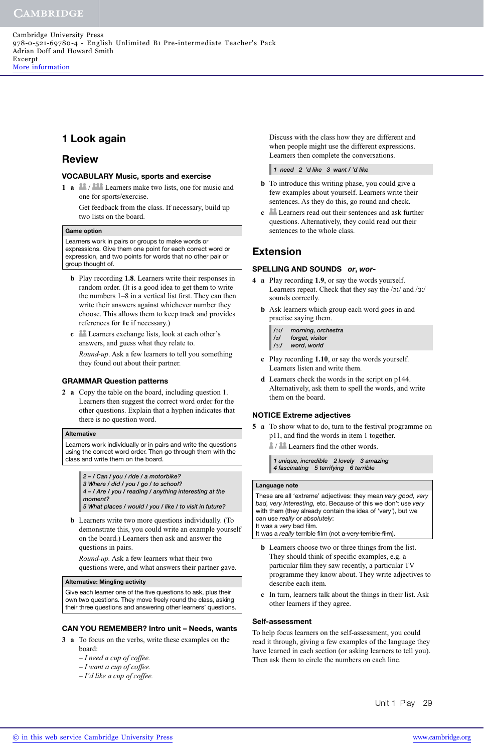# 1 Look again

## Review

### VOCABULARY Music, sports and exercise

**1 a** Learners make two lists, one for music and one for sports/exercise.

Get feedback from the class. If necessary, build up two lists on the board.

> **Game option**
>
> Learners work in pairs or groups to make words or expressions. Give them one point for each correct word or expression, and two points for words that no other pair or group thought of.

**b** Play recording **1.8**. Learners write their responses in random order. (It is a good idea to get them to write the numbers 1–8 in a vertical list first. They can then write their answers against whichever number they choose. This allows them to keep track and provides references for **1c** if necessary.)

**c** Learners exchange lists, look at each other's answers, and guess what they relate to.

*Round-up*. Ask a few learners to tell you something they found out about their partner.

### GRAMMAR Question patterns

**2 a** Copy the table on the board, including question 1. Learners then suggest the correct word order for the other questions. Explain that a hyphen indicates that there is no question word.

> **Alternative**
>
> Learners work individually or in pairs and write the questions using the correct word order. Then go through them with the class and write them on the board.

*2 – / Can / you / ride / a motorbike?*
*3 Where / did / you / go / to school?*
*4 – / Are / you / reading / anything interesting at the moment?*
*5 What places / would / you / like / to visit in future?*

**b** Learners write two more questions individually. (To demonstrate this, you could write an example yourself on the board.) Learners then ask and answer the questions in pairs.

*Round-up.* Ask a few learners what their two questions were, and what answers their partner gave.

> **Alternative: Mingling activity**
>
> Give each learner one of the five questions to ask, plus their own two questions. They move freely round the class, asking their three questions and answering other learners' questions.

### CAN YOU REMEMBER? Intro unit – Needs, wants

**3 a** To focus on the verbs, write these examples on the board:

*– I need a cup of coffee.*
*– I want a cup of coffee.*
*– I'd like a cup of coffee.*

Discuss with the class how they are different and when people might use the different expressions. Learners then complete the conversations.

*1 need 2 'd like 3 want / 'd like*

**b** To introduce this writing phase, you could give a few examples about yourself. Learners write their sentences. As they do this, go round and check.

**c** Learners read out their sentences and ask further questions. Alternatively, they could read out their sentences to the whole class.

## Extension

### SPELLING AND SOUNDS *or, wor-*

**4 a** Play recording **1.9**, or say the words yourself. Learners repeat. Check that they say the /ɔː/ and /ɜː/ sounds correctly.

**b** Ask learners which group each word goes in and practise saying them.

| | |
|---|---|
| /ɔː/ | *morning, orchestra* |
| /ə/ | *forget, visitor* |
| /ɜː/ | *word, world* |

**c** Play recording **1.10**, or say the words yourself. Learners listen and write them.

**d** Learners check the words in the script on p144. Alternatively, ask them to spell the words, and write them on the board.

### NOTICE Extreme adjectives

**5 a** To show what to do, turn to the festival programme on p11, and find the words in item 1 together.

Learners find the other words.

*1 unique, incredible 2 lovely 3 amazing 4 fascinating 5 terrifying 6 terrible*

> **Language note**
>
> These are all 'extreme' adjectives: they mean *very good, very bad, very interesting*, etc. Because of this we don't use *very* with them (they already contain the idea of 'very'), but we can use *really* or *absolutely*:
> It was a *very* bad film.
> It was a *really* terrible film (not ~~a very terrible film~~).

**b** Learners choose two or three things from the list. They should think of specific examples, e.g. a particular film they saw recently, a particular TV programme they know about. They write adjectives to describe each item.

**c** In turn, learners talk about the things in their list. Ask other learners if they agree.

### Self-assessment

To help focus learners on the self-assessment, you could read it through, giving a few examples of the language they have learned in each section (or asking learners to tell you). Then ask them to circle the numbers on each line.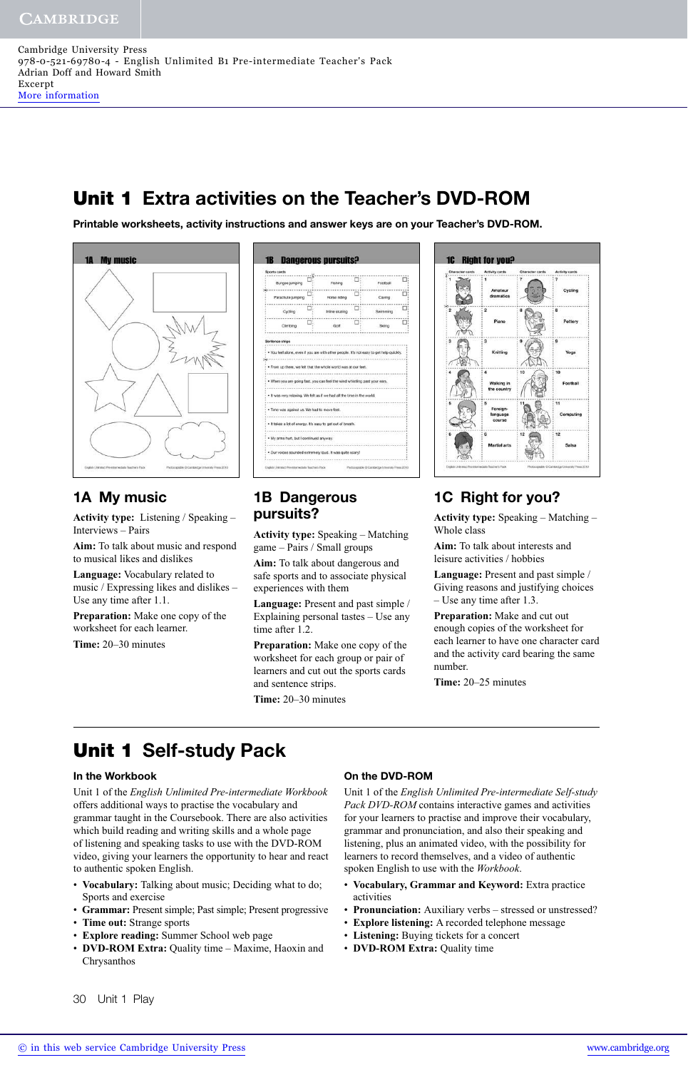# Unit 1 Extra activities on the Teacher's DVD-ROM

**Printable worksheets, activity instructions and answer keys are on your Teacher's DVD-ROM.**

## 1A My music

**Activity type:** Listening / Speaking – Interviews – Pairs

**Aim:** To talk about music and respond to musical likes and dislikes

**Language:** Vocabulary related to music / Expressing likes and dislikes – Use any time after 1.1.

**Preparation:** Make one copy of the worksheet for each learner.

**Time:** 20–30 minutes

## 1B Dangerous pursuits?

**Activity type:** Speaking – Matching game – Pairs / Small groups

**Aim:** To talk about dangerous and safe sports and to associate physical experiences with them

**Language:** Present and past simple / Explaining personal tastes – Use any time after 1.2.

**Preparation:** Make one copy of the worksheet for each group or pair of learners and cut out the sports cards and sentence strips.

**Time:** 20–30 minutes

## 1C Right for you?

**Activity type:** Speaking – Matching – Whole class

**Aim:** To talk about interests and leisure activities / hobbies

**Language:** Present and past simple / Giving reasons and justifying choices – Use any time after 1.3.

**Preparation:** Make and cut out enough copies of the worksheet for each learner to have one character card and the activity card bearing the same number.

**Time:** 20–25 minutes

# Unit 1 Self-study Pack

### In the Workbook

Unit 1 of the *English Unlimited Pre-intermediate Workbook* offers additional ways to practise the vocabulary and grammar taught in the Coursebook. There are also activities which build reading and writing skills and a whole page of listening and speaking tasks to use with the DVD-ROM video, giving your learners the opportunity to hear and react to authentic spoken English.

- **Vocabulary:** Talking about music; Deciding what to do; Sports and exercise
- **Grammar:** Present simple; Past simple; Present progressive
- **Time out:** Strange sports
- **Explore reading:** Summer School web page
- **DVD-ROM Extra:** Quality time – Maxime, Haoxin and Chrysanthos

### On the DVD-ROM

Unit 1 of the *English Unlimited Pre-intermediate Self-study Pack DVD-ROM* contains interactive games and activities for your learners to practise and improve their vocabulary, grammar and pronunciation, and also their speaking and listening, plus an animated video, with the possibility for learners to record themselves, and a video of authentic spoken English to use with the *Workbook*.

- **Vocabulary, Grammar and Keyword:** Extra practice activities
- **Pronunciation:** Auxiliary verbs – stressed or unstressed?
- **Explore listening:** A recorded telephone message
- **Listening:** Buying tickets for a concert
- **DVD-ROM Extra:** Quality time